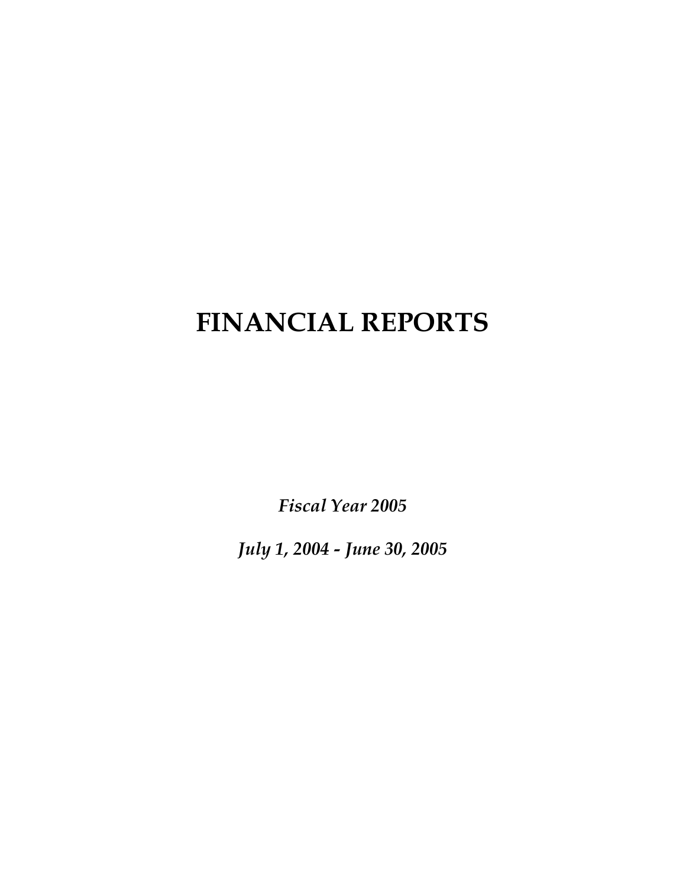# FINANCIAL REPORTS

*Fiscal Year 2005*

*July 1, 2004 - June 30, 2005*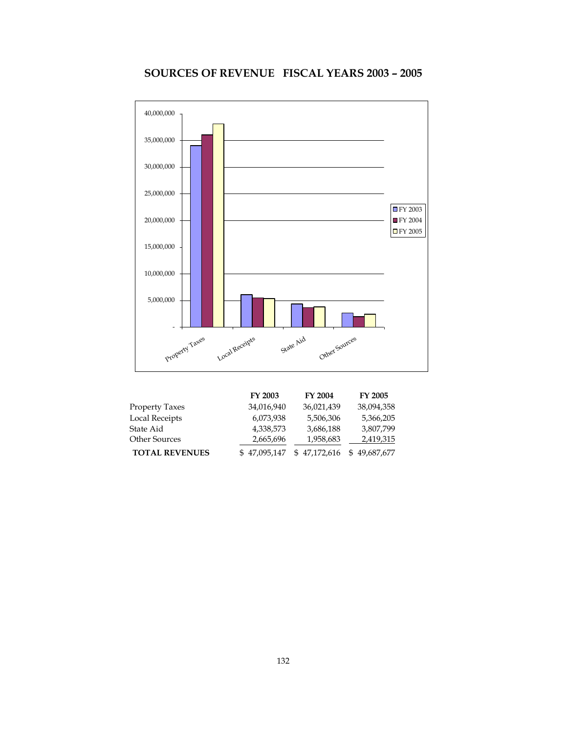# SOURCES OF REVENUE FISCAL YEARS 2003 – 2005

| | FY 2003 | FY 2004 | FY 2005 |
|---|---|---|---|
| Property Taxes | 34,016,940 | 36,021,439 | 38,094,358 |
| Local Receipts | 6,073,938 | 5,506,306 | 5,366,205 |
| State Aid | 4,338,573 | 3,686,188 | 3,807,799 |
| Other Sources | 2,665,696 | 1,958,683 | 2,419,315 |
| **TOTAL REVENUES** | $ 47,095,147 | $ 47,172,616 | $ 49,687,677 |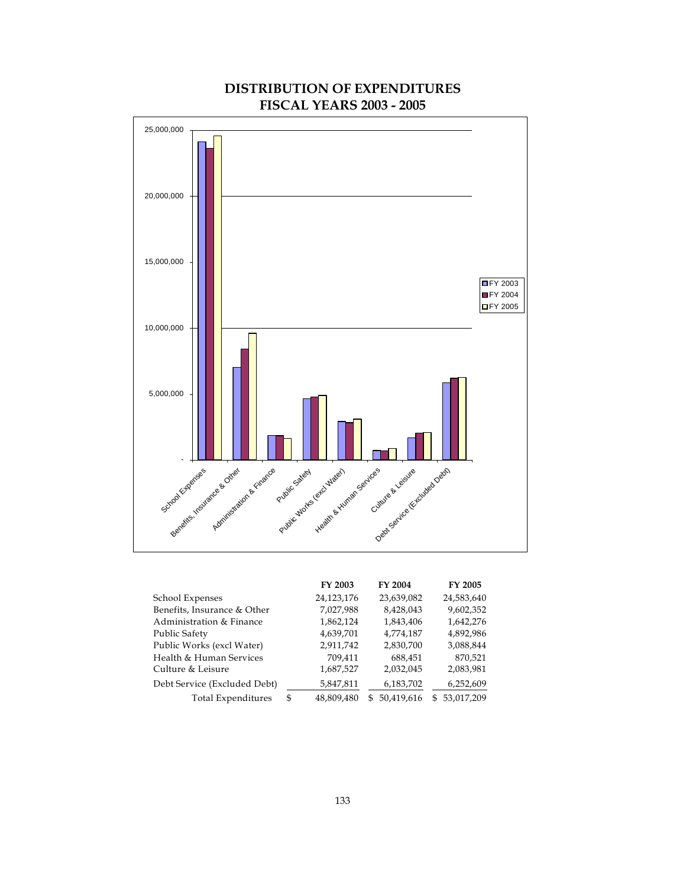# DISTRIBUTION OF EXPENDITURES
## FISCAL YEARS 2003 - 2005

| | FY 2003 | FY 2004 | FY 2005 |
|---|---|---|---|
| School Expenses | 24,123,176 | 23,639,082 | 24,583,640 |
| Benefits, Insurance & Other | 7,027,988 | 8,428,043 | 9,602,352 |
| Administration & Finance | 1,862,124 | 1,843,406 | 1,642,276 |
| Public Safety | 4,639,701 | 4,774,187 | 4,892,986 |
| Public Works (excl Water) | 2,911,742 | 2,830,700 | 3,088,844 |
| Health & Human Services | 709,411 | 688,451 | 870,521 |
| Culture & Leisure | 1,687,527 | 2,032,045 | 2,083,981 |
| Debt Service (Excluded Debt) | 5,847,811 | 6,183,702 | 6,252,609 |
| Total Expenditures | $ 48,809,480 | $ 50,419,616 | $ 53,017,209 |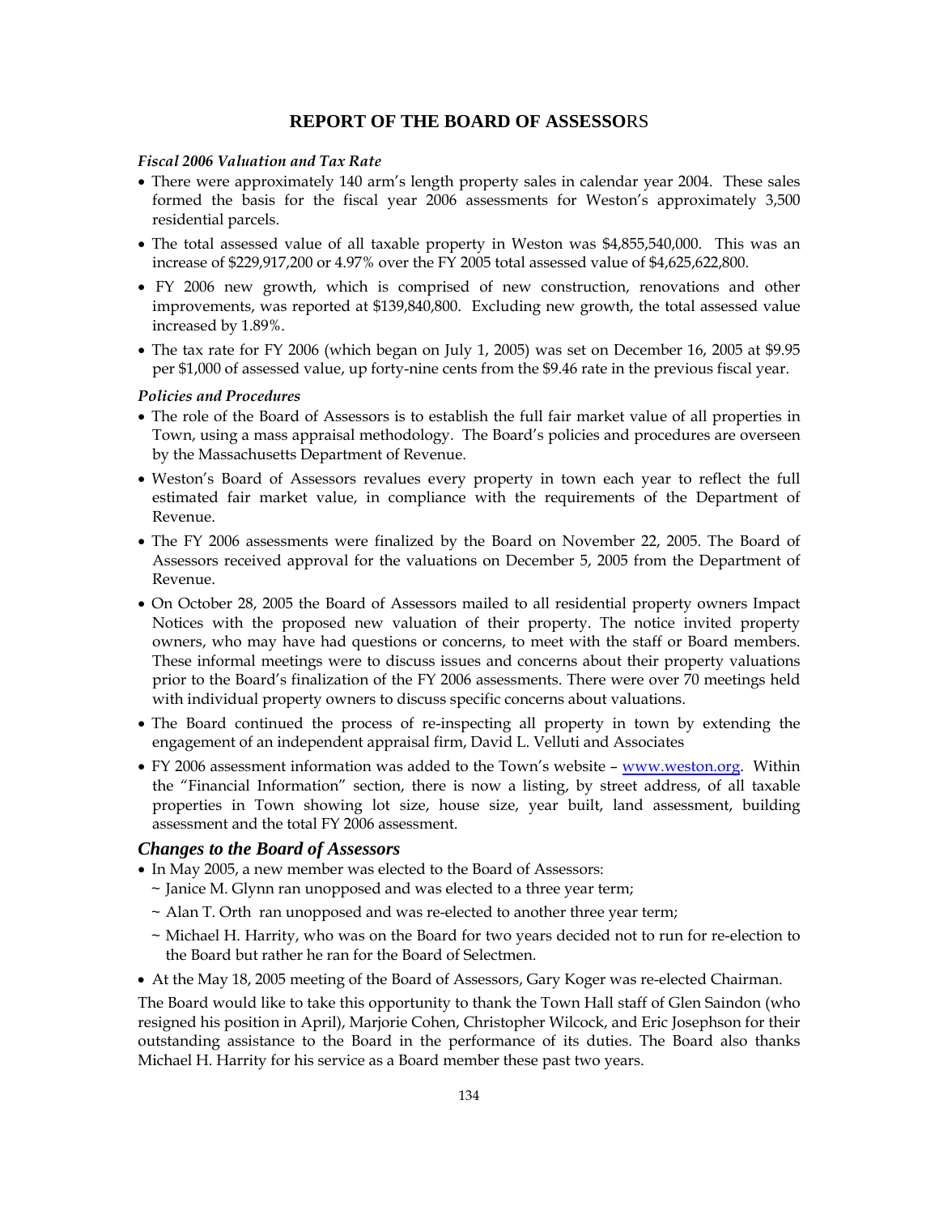# REPORT OF THE BOARD OF ASSESSORS

***Fiscal 2006 Valuation and Tax Rate***

- There were approximately 140 arm's length property sales in calendar year 2004. These sales formed the basis for the fiscal year 2006 assessments for Weston's approximately 3,500 residential parcels.
- The total assessed value of all taxable property in Weston was $4,855,540,000. This was an increase of $229,917,200 or 4.97% over the FY 2005 total assessed value of $4,625,622,800.
- FY 2006 new growth, which is comprised of new construction, renovations and other improvements, was reported at $139,840,800. Excluding new growth, the total assessed value increased by 1.89%.
- The tax rate for FY 2006 (which began on July 1, 2005) was set on December 16, 2005 at $9.95 per $1,000 of assessed value, up forty-nine cents from the $9.46 rate in the previous fiscal year.

***Policies and Procedures***

- The role of the Board of Assessors is to establish the full fair market value of all properties in Town, using a mass appraisal methodology. The Board's policies and procedures are overseen by the Massachusetts Department of Revenue.
- Weston's Board of Assessors revalues every property in town each year to reflect the full estimated fair market value, in compliance with the requirements of the Department of Revenue.
- The FY 2006 assessments were finalized by the Board on November 22, 2005. The Board of Assessors received approval for the valuations on December 5, 2005 from the Department of Revenue.
- On October 28, 2005 the Board of Assessors mailed to all residential property owners Impact Notices with the proposed new valuation of their property. The notice invited property owners, who may have had questions or concerns, to meet with the staff or Board members. These informal meetings were to discuss issues and concerns about their property valuations prior to the Board's finalization of the FY 2006 assessments. There were over 70 meetings held with individual property owners to discuss specific concerns about valuations.
- The Board continued the process of re-inspecting all property in town by extending the engagement of an independent appraisal firm, David L. Velluti and Associates
- FY 2006 assessment information was added to the Town's website – [www.weston.org](http://www.weston.org). Within the "Financial Information" section, there is now a listing, by street address, of all taxable properties in Town showing lot size, house size, year built, land assessment, building assessment and the total FY 2006 assessment.

## *Changes to the Board of Assessors*

- In May 2005, a new member was elected to the Board of Assessors:
  - ~ Janice M. Glynn ran unopposed and was elected to a three year term;
  - ~ Alan T. Orth ran unopposed and was re-elected to another three year term;
  - ~ Michael H. Harrity, who was on the Board for two years decided not to run for re-election to the Board but rather he ran for the Board of Selectmen.
- At the May 18, 2005 meeting of the Board of Assessors, Gary Koger was re-elected Chairman.

The Board would like to take this opportunity to thank the Town Hall staff of Glen Saindon (who resigned his position in April), Marjorie Cohen, Christopher Wilcock, and Eric Josephson for their outstanding assistance to the Board in the performance of its duties. The Board also thanks Michael H. Harrity for his service as a Board member these past two years.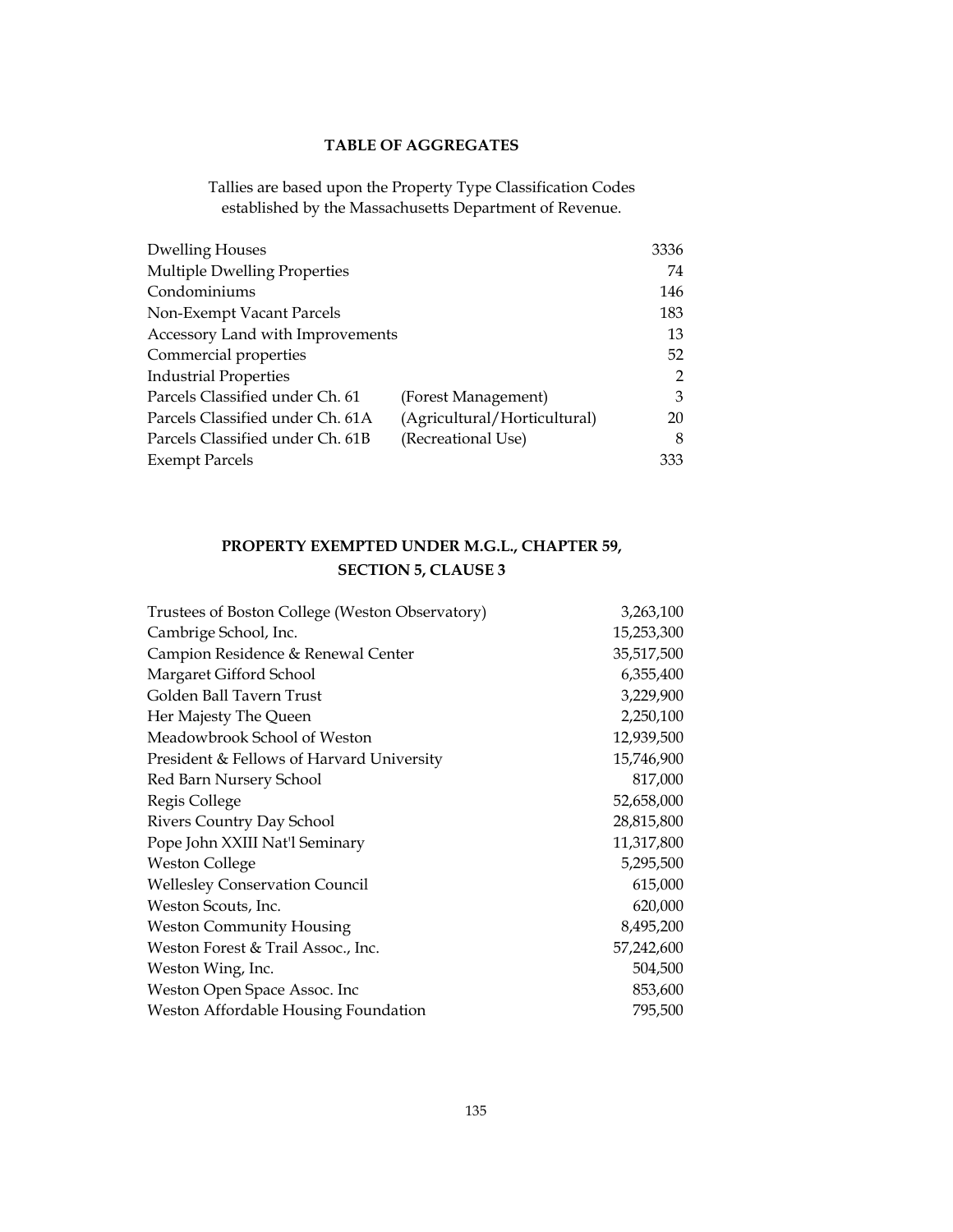## TABLE OF AGGREGATES

Tallies are based upon the Property Type Classification Codes established by the Massachusetts Department of Revenue.

| | | |
|---|---|---|
| Dwelling Houses | | 3336 |
| Multiple Dwelling Properties | | 74 |
| Condominiums | | 146 |
| Non-Exempt Vacant Parcels | | 183 |
| Accessory Land with Improvements | | 13 |
| Commercial properties | | 52 |
| Industrial Properties | | 2 |
| Parcels Classified under Ch. 61 | (Forest Management) | 3 |
| Parcels Classified under Ch. 61A | (Agricultural/Horticultural) | 20 |
| Parcels Classified under Ch. 61B | (Recreational Use) | 8 |
| Exempt Parcels | | 333 |

## PROPERTY EXEMPTED UNDER M.G.L., CHAPTER 59, SECTION 5, CLAUSE 3

| | |
|---|---|
| Trustees of Boston College (Weston Observatory) | 3,263,100 |
| Cambrige School, Inc. | 15,253,300 |
| Campion Residence & Renewal Center | 35,517,500 |
| Margaret Gifford School | 6,355,400 |
| Golden Ball Tavern Trust | 3,229,900 |
| Her Majesty The Queen | 2,250,100 |
| Meadowbrook School of Weston | 12,939,500 |
| President & Fellows of Harvard University | 15,746,900 |
| Red Barn Nursery School | 817,000 |
| Regis College | 52,658,000 |
| Rivers Country Day School | 28,815,800 |
| Pope John XXIII Nat'l Seminary | 11,317,800 |
| Weston College | 5,295,500 |
| Wellesley Conservation Council | 615,000 |
| Weston Scouts, Inc. | 620,000 |
| Weston Community Housing | 8,495,200 |
| Weston Forest & Trail Assoc., Inc. | 57,242,600 |
| Weston Wing, Inc. | 504,500 |
| Weston Open Space Assoc. Inc | 853,600 |
| Weston Affordable Housing Foundation | 795,500 |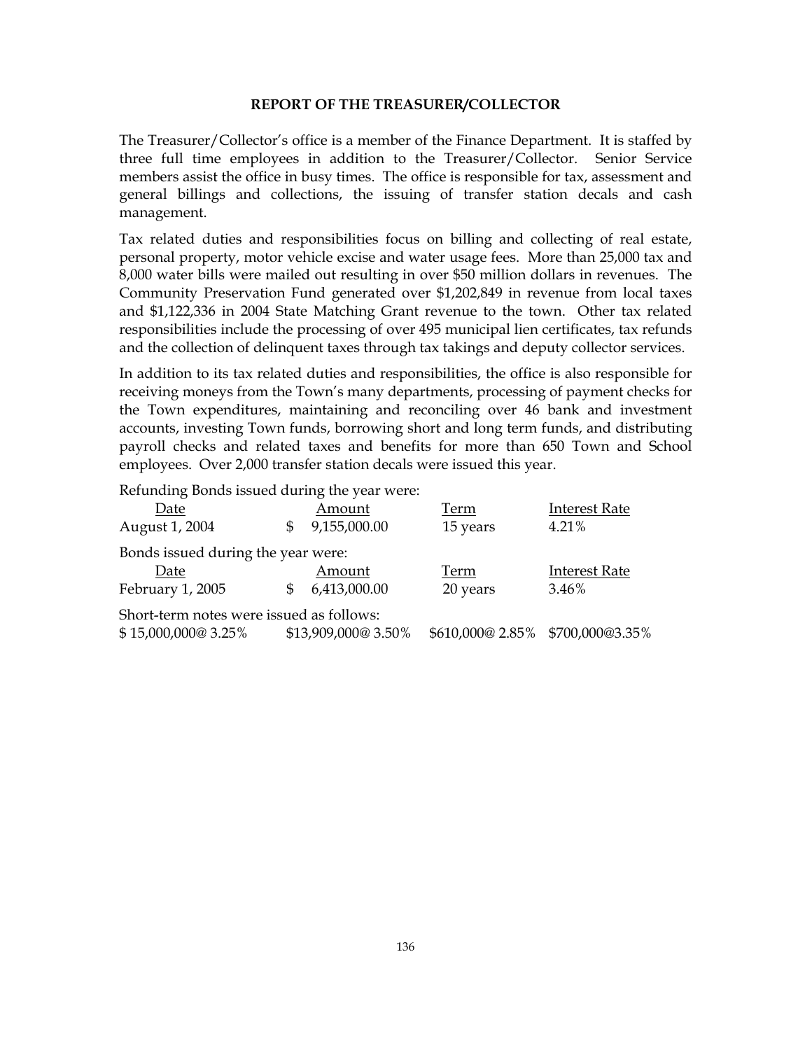## REPORT OF THE TREASURER/COLLECTOR

The Treasurer/Collector's office is a member of the Finance Department. It is staffed by three full time employees in addition to the Treasurer/Collector. Senior Service members assist the office in busy times. The office is responsible for tax, assessment and general billings and collections, the issuing of transfer station decals and cash management.

Tax related duties and responsibilities focus on billing and collecting of real estate, personal property, motor vehicle excise and water usage fees. More than 25,000 tax and 8,000 water bills were mailed out resulting in over $50 million dollars in revenues. The Community Preservation Fund generated over $1,202,849 in revenue from local taxes and $1,122,336 in 2004 State Matching Grant revenue to the town. Other tax related responsibilities include the processing of over 495 municipal lien certificates, tax refunds and the collection of delinquent taxes through tax takings and deputy collector services.

In addition to its tax related duties and responsibilities, the office is also responsible for receiving moneys from the Town's many departments, processing of payment checks for the Town expenditures, maintaining and reconciling over 46 bank and investment accounts, investing Town funds, borrowing short and long term funds, and distributing payroll checks and related taxes and benefits for more than 650 Town and School employees. Over 2,000 transfer station decals were issued this year.

Refunding Bonds issued during the year were:

| Date | Amount | Term | Interest Rate |
|---|---|---|---|
| August 1, 2004 | $ 9,155,000.00 | 15 years | 4.21% |

Bonds issued during the year were:

| Date | Amount | Term | Interest Rate |
|---|---|---|---|
| February 1, 2005 | $ 6,413,000.00 | 20 years | 3.46% |

Short-term notes were issued as follows:

$ 15,000,000@ 3.25%    $13,909,000@ 3.50%    $610,000@ 2.85%    $700,000@3.35%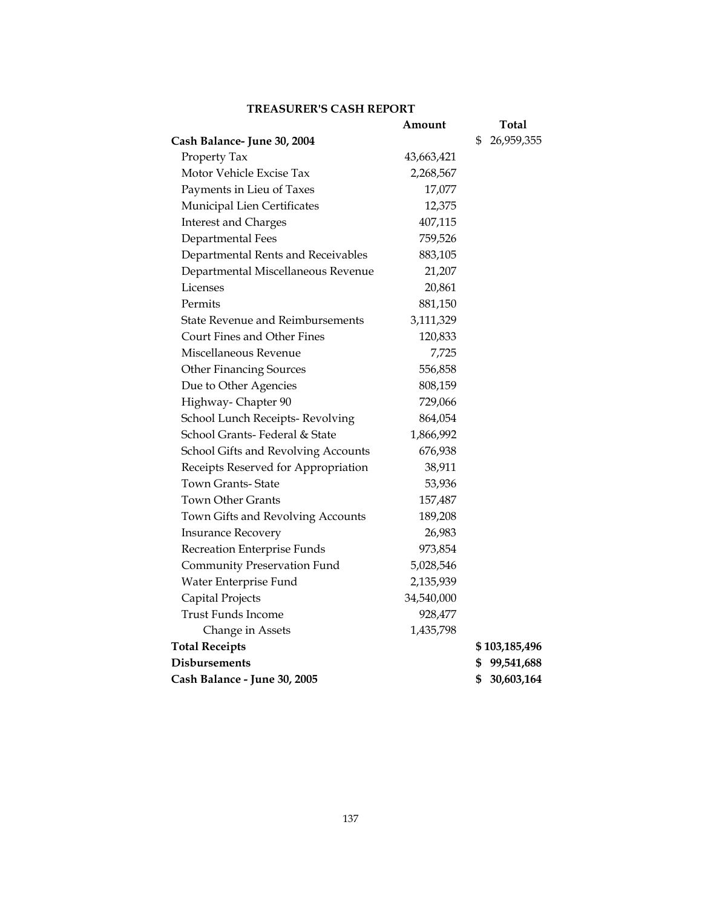## TREASURER'S CASH REPORT

| | Amount | Total |
|---|---|---|
| **Cash Balance- June 30, 2004** | | $ 26,959,355 |
| Property Tax | 43,663,421 | |
| Motor Vehicle Excise Tax | 2,268,567 | |
| Payments in Lieu of Taxes | 17,077 | |
| Municipal Lien Certificates | 12,375 | |
| Interest and Charges | 407,115 | |
| Departmental Fees | 759,526 | |
| Departmental Rents and Receivables | 883,105 | |
| Departmental Miscellaneous Revenue | 21,207 | |
| Licenses | 20,861 | |
| Permits | 881,150 | |
| State Revenue and Reimbursements | 3,111,329 | |
| Court Fines and Other Fines | 120,833 | |
| Miscellaneous Revenue | 7,725 | |
| Other Financing Sources | 556,858 | |
| Due to Other Agencies | 808,159 | |
| Highway- Chapter 90 | 729,066 | |
| School Lunch Receipts- Revolving | 864,054 | |
| School Grants- Federal & State | 1,866,992 | |
| School Gifts and Revolving Accounts | 676,938 | |
| Receipts Reserved for Appropriation | 38,911 | |
| Town Grants- State | 53,936 | |
| Town Other Grants | 157,487 | |
| Town Gifts and Revolving Accounts | 189,208 | |
| Insurance Recovery | 26,983 | |
| Recreation Enterprise Funds | 973,854 | |
| Community Preservation Fund | 5,028,546 | |
| Water Enterprise Fund | 2,135,939 | |
| Capital Projects | 34,540,000 | |
| Trust Funds Income | 928,477 | |
| Change in Assets | 1,435,798 | |
| **Total Receipts** | | **$ 103,185,496** |
| **Disbursements** | | **$ 99,541,688** |
| **Cash Balance - June 30, 2005** | | **$ 30,603,164** |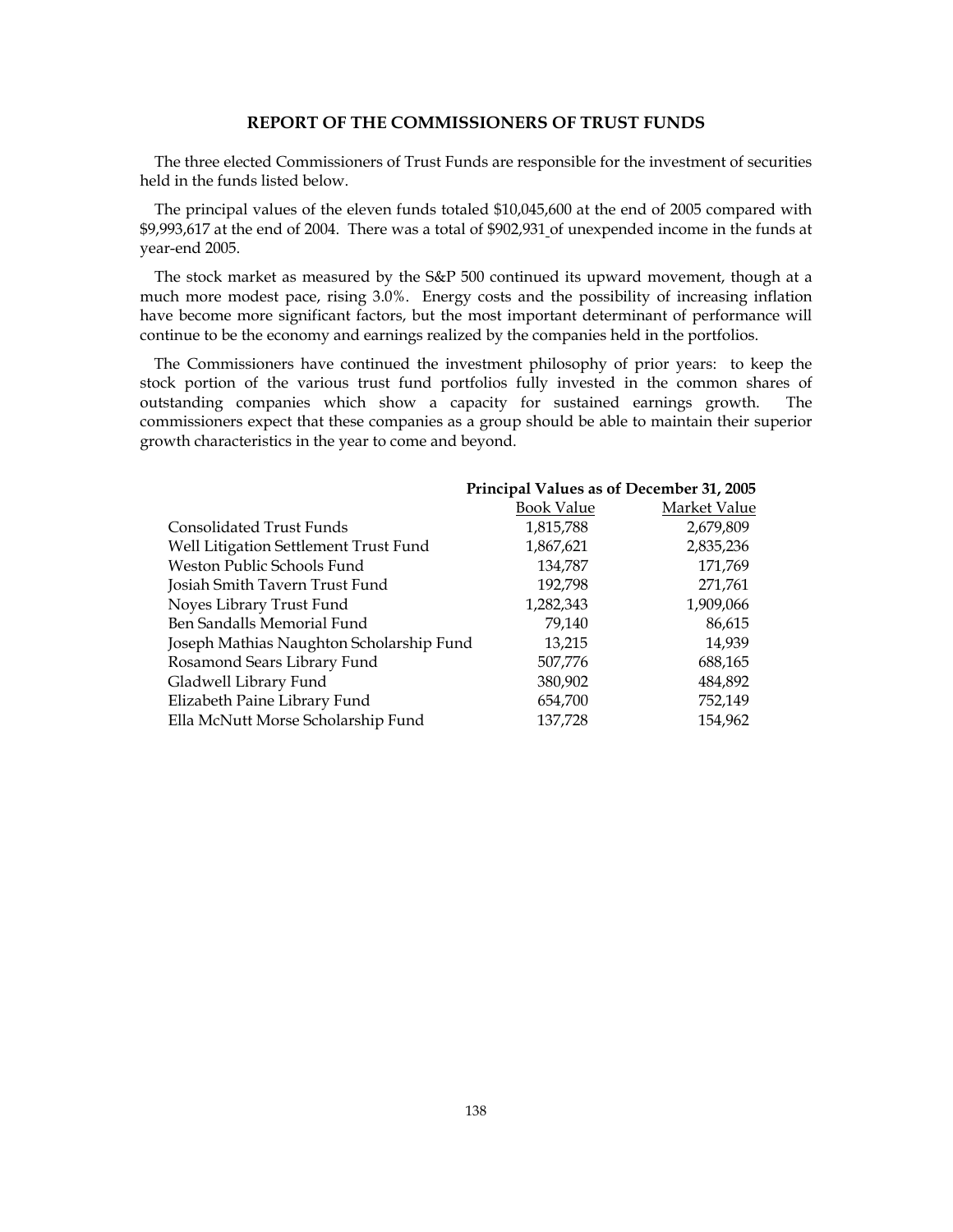## REPORT OF THE COMMISSIONERS OF TRUST FUNDS

The three elected Commissioners of Trust Funds are responsible for the investment of securities held in the funds listed below.

The principal values of the eleven funds totaled $10,045,600 at the end of 2005 compared with $9,993,617 at the end of 2004. There was a total of $902,931 of unexpended income in the funds at year-end 2005.

The stock market as measured by the S&P 500 continued its upward movement, though at a much more modest pace, rising 3.0%. Energy costs and the possibility of increasing inflation have become more significant factors, but the most important determinant of performance will continue to be the economy and earnings realized by the companies held in the portfolios.

The Commissioners have continued the investment philosophy of prior years: to keep the stock portion of the various trust fund portfolios fully invested in the common shares of outstanding companies which show a capacity for sustained earnings growth. The commissioners expect that these companies as a group should be able to maintain their superior growth characteristics in the year to come and beyond.

| | **Principal Values as of December 31, 2005** | |
|---|---|---|
| | Book Value | Market Value |
| Consolidated Trust Funds | 1,815,788 | 2,679,809 |
| Well Litigation Settlement Trust Fund | 1,867,621 | 2,835,236 |
| Weston Public Schools Fund | 134,787 | 171,769 |
| Josiah Smith Tavern Trust Fund | 192,798 | 271,761 |
| Noyes Library Trust Fund | 1,282,343 | 1,909,066 |
| Ben Sandalls Memorial Fund | 79,140 | 86,615 |
| Joseph Mathias Naughton Scholarship Fund | 13,215 | 14,939 |
| Rosamond Sears Library Fund | 507,776 | 688,165 |
| Gladwell Library Fund | 380,902 | 484,892 |
| Elizabeth Paine Library Fund | 654,700 | 752,149 |
| Ella McNutt Morse Scholarship Fund | 137,728 | 154,962 |